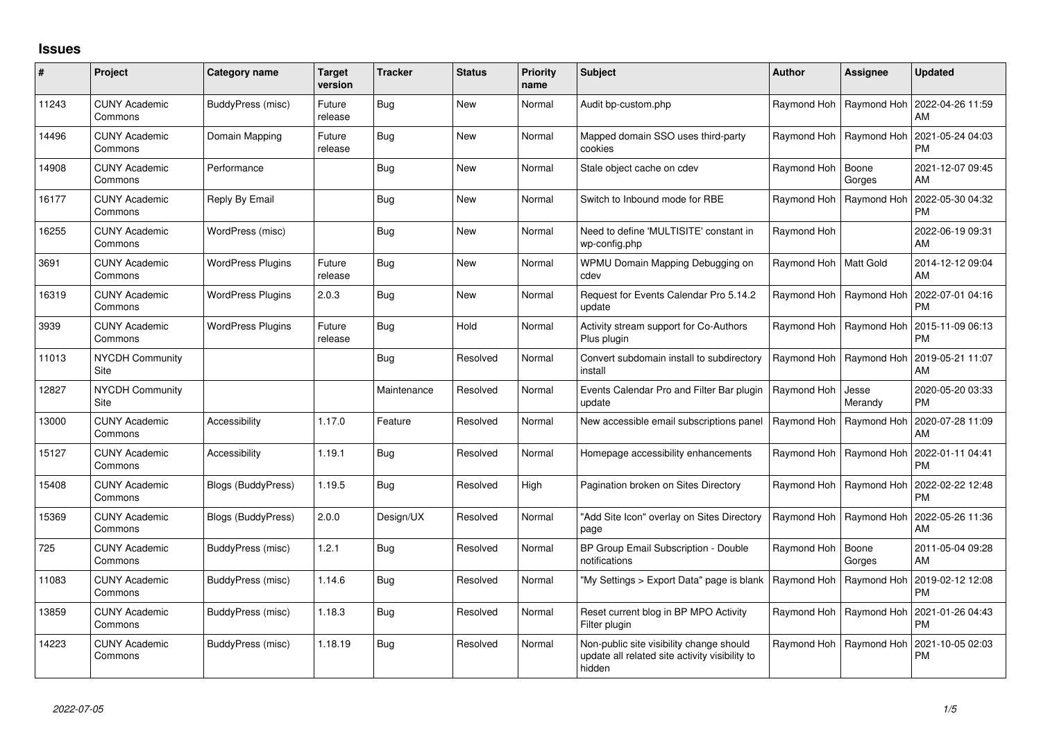# Issues

| # | Project | Category name | Target version | Tracker | Status | Priority name | Subject | Author | Assignee | Updated |
|---|---|---|---|---|---|---|---|---|---|---|
| 11243 | CUNY Academic Commons | BuddyPress (misc) | Future release | Bug | New | Normal | Audit bp-custom.php | Raymond Hoh | Raymond Hoh | 2022-04-26 11:59 AM |
| 14496 | CUNY Academic Commons | Domain Mapping | Future release | Bug | New | Normal | Mapped domain SSO uses third-party cookies | Raymond Hoh | Raymond Hoh | 2021-05-24 04:03 PM |
| 14908 | CUNY Academic Commons | Performance | | Bug | New | Normal | Stale object cache on cdev | Raymond Hoh | Boone Gorges | 2021-12-07 09:45 AM |
| 16177 | CUNY Academic Commons | Reply By Email | | Bug | New | Normal | Switch to Inbound mode for RBE | Raymond Hoh | Raymond Hoh | 2022-05-30 04:32 PM |
| 16255 | CUNY Academic Commons | WordPress (misc) | | Bug | New | Normal | Need to define 'MULTISITE' constant in wp-config.php | Raymond Hoh | | 2022-06-19 09:31 AM |
| 3691 | CUNY Academic Commons | WordPress Plugins | Future release | Bug | New | Normal | WPMU Domain Mapping Debugging on cdev | Raymond Hoh | Matt Gold | 2014-12-12 09:04 AM |
| 16319 | CUNY Academic Commons | WordPress Plugins | 2.0.3 | Bug | New | Normal | Request for Events Calendar Pro 5.14.2 update | Raymond Hoh | Raymond Hoh | 2022-07-01 04:16 PM |
| 3939 | CUNY Academic Commons | WordPress Plugins | Future release | Bug | Hold | Normal | Activity stream support for Co-Authors Plus plugin | Raymond Hoh | Raymond Hoh | 2015-11-09 06:13 PM |
| 11013 | NYCDH Community Site | | | Bug | Resolved | Normal | Convert subdomain install to subdirectory install | Raymond Hoh | Raymond Hoh | 2019-05-21 11:07 AM |
| 12827 | NYCDH Community Site | | | Maintenance | Resolved | Normal | Events Calendar Pro and Filter Bar plugin update | Raymond Hoh | Jesse Merandy | 2020-05-20 03:33 PM |
| 13000 | CUNY Academic Commons | Accessibility | 1.17.0 | Feature | Resolved | Normal | New accessible email subscriptions panel | Raymond Hoh | Raymond Hoh | 2020-07-28 11:09 AM |
| 15127 | CUNY Academic Commons | Accessibility | 1.19.1 | Bug | Resolved | Normal | Homepage accessibility enhancements | Raymond Hoh | Raymond Hoh | 2022-01-11 04:41 PM |
| 15408 | CUNY Academic Commons | Blogs (BuddyPress) | 1.19.5 | Bug | Resolved | High | Pagination broken on Sites Directory | Raymond Hoh | Raymond Hoh | 2022-02-22 12:48 PM |
| 15369 | CUNY Academic Commons | Blogs (BuddyPress) | 2.0.0 | Design/UX | Resolved | Normal | "Add Site Icon" overlay on Sites Directory page | Raymond Hoh | Raymond Hoh | 2022-05-26 11:36 AM |
| 725 | CUNY Academic Commons | BuddyPress (misc) | 1.2.1 | Bug | Resolved | Normal | BP Group Email Subscription - Double notifications | Raymond Hoh | Boone Gorges | 2011-05-04 09:28 AM |
| 11083 | CUNY Academic Commons | BuddyPress (misc) | 1.14.6 | Bug | Resolved | Normal | "My Settings > Export Data" page is blank | Raymond Hoh | Raymond Hoh | 2019-02-12 12:08 PM |
| 13859 | CUNY Academic Commons | BuddyPress (misc) | 1.18.3 | Bug | Resolved | Normal | Reset current blog in BP MPO Activity Filter plugin | Raymond Hoh | Raymond Hoh | 2021-01-26 04:43 PM |
| 14223 | CUNY Academic Commons | BuddyPress (misc) | 1.18.19 | Bug | Resolved | Normal | Non-public site visibility change should update all related site activity visibility to hidden | Raymond Hoh | Raymond Hoh | 2021-10-05 02:03 PM |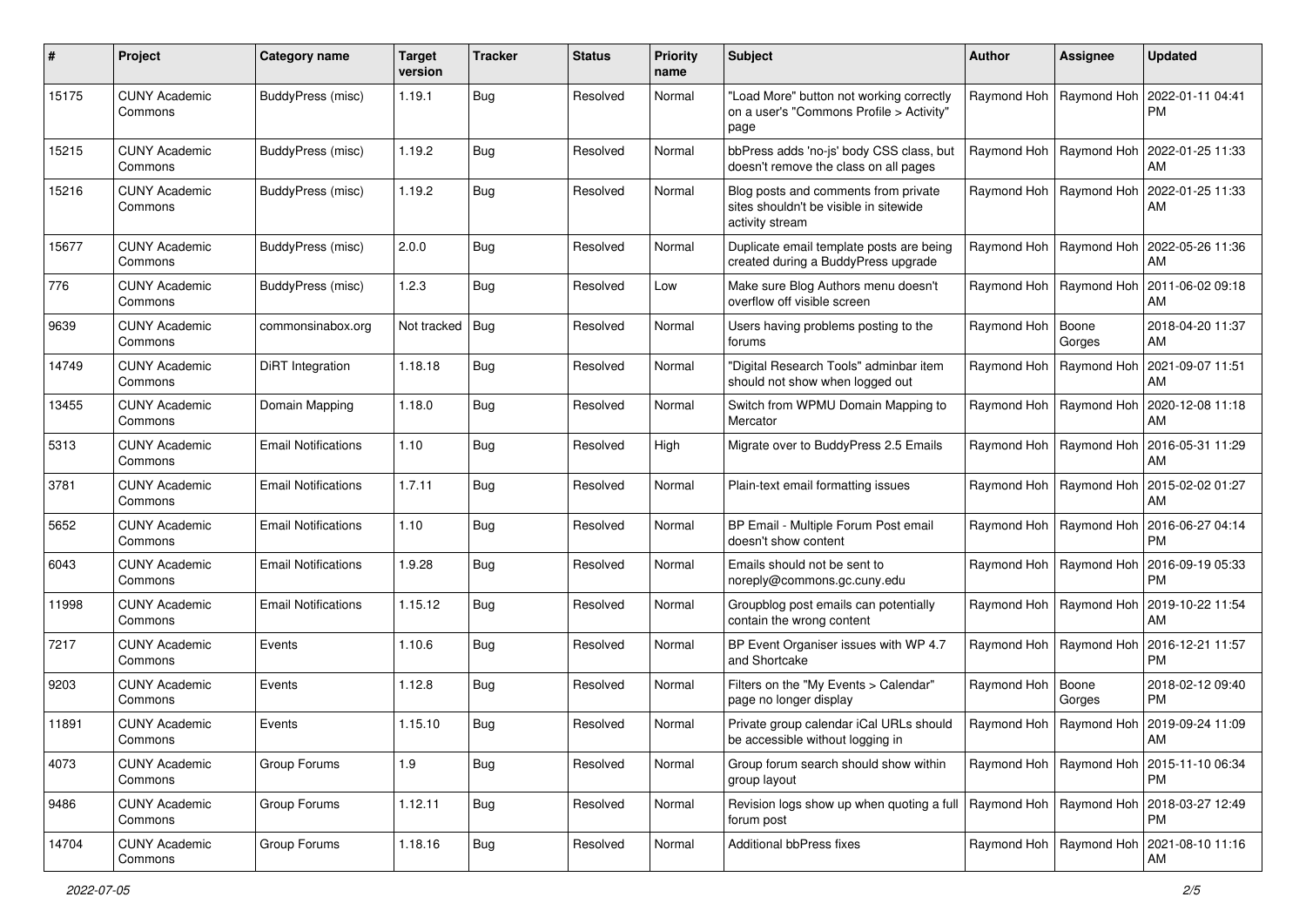| # | Project | Category name | Target version | Tracker | Status | Priority name | Subject | Author | Assignee | Updated |
|---|---|---|---|---|---|---|---|---|---|---|
| 15175 | CUNY Academic Commons | BuddyPress (misc) | 1.19.1 | Bug | Resolved | Normal | "Load More" button not working correctly on a user's "Commons Profile > Activity" page | Raymond Hoh | Raymond Hoh | 2022-01-11 04:41 PM |
| 15215 | CUNY Academic Commons | BuddyPress (misc) | 1.19.2 | Bug | Resolved | Normal | bbPress adds 'no-js' body CSS class, but doesn't remove the class on all pages | Raymond Hoh | Raymond Hoh | 2022-01-25 11:33 AM |
| 15216 | CUNY Academic Commons | BuddyPress (misc) | 1.19.2 | Bug | Resolved | Normal | Blog posts and comments from private sites shouldn't be visible in sitewide activity stream | Raymond Hoh | Raymond Hoh | 2022-01-25 11:33 AM |
| 15677 | CUNY Academic Commons | BuddyPress (misc) | 2.0.0 | Bug | Resolved | Normal | Duplicate email template posts are being created during a BuddyPress upgrade | Raymond Hoh | Raymond Hoh | 2022-05-26 11:36 AM |
| 776 | CUNY Academic Commons | BuddyPress (misc) | 1.2.3 | Bug | Resolved | Low | Make sure Blog Authors menu doesn't overflow off visible screen | Raymond Hoh | Raymond Hoh | 2011-06-02 09:18 AM |
| 9639 | CUNY Academic Commons | commonsinabox.org | Not tracked | Bug | Resolved | Normal | Users having problems posting to the forums | Raymond Hoh | Boone Gorges | 2018-04-20 11:37 AM |
| 14749 | CUNY Academic Commons | DiRT Integration | 1.18.18 | Bug | Resolved | Normal | "Digital Research Tools" adminbar item should not show when logged out | Raymond Hoh | Raymond Hoh | 2021-09-07 11:51 AM |
| 13455 | CUNY Academic Commons | Domain Mapping | 1.18.0 | Bug | Resolved | Normal | Switch from WPMU Domain Mapping to Mercator | Raymond Hoh | Raymond Hoh | 2020-12-08 11:18 AM |
| 5313 | CUNY Academic Commons | Email Notifications | 1.10 | Bug | Resolved | High | Migrate over to BuddyPress 2.5 Emails | Raymond Hoh | Raymond Hoh | 2016-05-31 11:29 AM |
| 3781 | CUNY Academic Commons | Email Notifications | 1.7.11 | Bug | Resolved | Normal | Plain-text email formatting issues | Raymond Hoh | Raymond Hoh | 2015-02-02 01:27 AM |
| 5652 | CUNY Academic Commons | Email Notifications | 1.10 | Bug | Resolved | Normal | BP Email - Multiple Forum Post email doesn't show content | Raymond Hoh | Raymond Hoh | 2016-06-27 04:14 PM |
| 6043 | CUNY Academic Commons | Email Notifications | 1.9.28 | Bug | Resolved | Normal | Emails should not be sent to noreply@commons.gc.cuny.edu | Raymond Hoh | Raymond Hoh | 2016-09-19 05:33 PM |
| 11998 | CUNY Academic Commons | Email Notifications | 1.15.12 | Bug | Resolved | Normal | Groupblog post emails can potentially contain the wrong content | Raymond Hoh | Raymond Hoh | 2019-10-22 11:54 AM |
| 7217 | CUNY Academic Commons | Events | 1.10.6 | Bug | Resolved | Normal | BP Event Organiser issues with WP 4.7 and Shortcake | Raymond Hoh | Raymond Hoh | 2016-12-21 11:57 PM |
| 9203 | CUNY Academic Commons | Events | 1.12.8 | Bug | Resolved | Normal | Filters on the "My Events > Calendar" page no longer display | Raymond Hoh | Boone Gorges | 2018-02-12 09:40 PM |
| 11891 | CUNY Academic Commons | Events | 1.15.10 | Bug | Resolved | Normal | Private group calendar iCal URLs should be accessible without logging in | Raymond Hoh | Raymond Hoh | 2019-09-24 11:09 AM |
| 4073 | CUNY Academic Commons | Group Forums | 1.9 | Bug | Resolved | Normal | Group forum search should show within group layout | Raymond Hoh | Raymond Hoh | 2015-11-10 06:34 PM |
| 9486 | CUNY Academic Commons | Group Forums | 1.12.11 | Bug | Resolved | Normal | Revision logs show up when quoting a full forum post | Raymond Hoh | Raymond Hoh | 2018-03-27 12:49 PM |
| 14704 | CUNY Academic Commons | Group Forums | 1.18.16 | Bug | Resolved | Normal | Additional bbPress fixes | Raymond Hoh | Raymond Hoh | 2021-08-10 11:16 AM |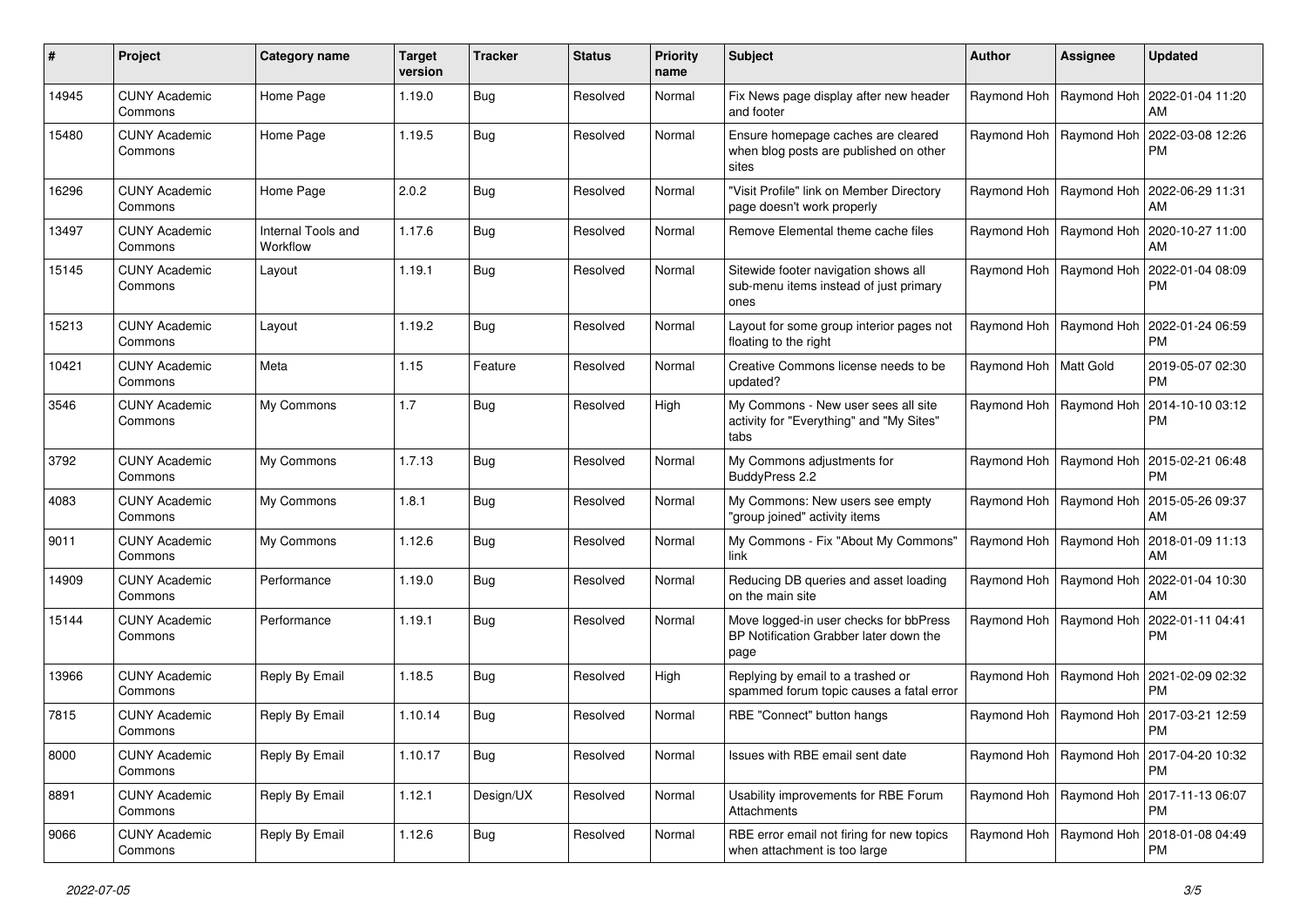| # | Project | Category name | Target version | Tracker | Status | Priority name | Subject | Author | Assignee | Updated |
|---|---|---|---|---|---|---|---|---|---|---|
| 14945 | CUNY Academic Commons | Home Page | 1.19.0 | Bug | Resolved | Normal | Fix News page display after new header and footer | Raymond Hoh | Raymond Hoh | 2022-01-04 11:20 AM |
| 15480 | CUNY Academic Commons | Home Page | 1.19.5 | Bug | Resolved | Normal | Ensure homepage caches are cleared when blog posts are published on other sites | Raymond Hoh | Raymond Hoh | 2022-03-08 12:26 PM |
| 16296 | CUNY Academic Commons | Home Page | 2.0.2 | Bug | Resolved | Normal | "Visit Profile" link on Member Directory page doesn't work properly | Raymond Hoh | Raymond Hoh | 2022-06-29 11:31 AM |
| 13497 | CUNY Academic Commons | Internal Tools and Workflow | 1.17.6 | Bug | Resolved | Normal | Remove Elemental theme cache files | Raymond Hoh | Raymond Hoh | 2020-10-27 11:00 AM |
| 15145 | CUNY Academic Commons | Layout | 1.19.1 | Bug | Resolved | Normal | Sitewide footer navigation shows all sub-menu items instead of just primary ones | Raymond Hoh | Raymond Hoh | 2022-01-04 08:09 PM |
| 15213 | CUNY Academic Commons | Layout | 1.19.2 | Bug | Resolved | Normal | Layout for some group interior pages not floating to the right | Raymond Hoh | Raymond Hoh | 2022-01-24 06:59 PM |
| 10421 | CUNY Academic Commons | Meta | 1.15 | Feature | Resolved | Normal | Creative Commons license needs to be updated? | Raymond Hoh | Matt Gold | 2019-05-07 02:30 PM |
| 3546 | CUNY Academic Commons | My Commons | 1.7 | Bug | Resolved | High | My Commons - New user sees all site activity for "Everything" and "My Sites" tabs | Raymond Hoh | Raymond Hoh | 2014-10-10 03:12 PM |
| 3792 | CUNY Academic Commons | My Commons | 1.7.13 | Bug | Resolved | Normal | My Commons adjustments for BuddyPress 2.2 | Raymond Hoh | Raymond Hoh | 2015-02-21 06:48 PM |
| 4083 | CUNY Academic Commons | My Commons | 1.8.1 | Bug | Resolved | Normal | My Commons: New users see empty "group joined" activity items | Raymond Hoh | Raymond Hoh | 2015-05-26 09:37 AM |
| 9011 | CUNY Academic Commons | My Commons | 1.12.6 | Bug | Resolved | Normal | My Commons - Fix "About My Commons" link | Raymond Hoh | Raymond Hoh | 2018-01-09 11:13 AM |
| 14909 | CUNY Academic Commons | Performance | 1.19.0 | Bug | Resolved | Normal | Reducing DB queries and asset loading on the main site | Raymond Hoh | Raymond Hoh | 2022-01-04 10:30 AM |
| 15144 | CUNY Academic Commons | Performance | 1.19.1 | Bug | Resolved | Normal | Move logged-in user checks for bbPress BP Notification Grabber later down the page | Raymond Hoh | Raymond Hoh | 2022-01-11 04:41 PM |
| 13966 | CUNY Academic Commons | Reply By Email | 1.18.5 | Bug | Resolved | High | Replying by email to a trashed or spammed forum topic causes a fatal error | Raymond Hoh | Raymond Hoh | 2021-02-09 02:32 PM |
| 7815 | CUNY Academic Commons | Reply By Email | 1.10.14 | Bug | Resolved | Normal | RBE "Connect" button hangs | Raymond Hoh | Raymond Hoh | 2017-03-21 12:59 PM |
| 8000 | CUNY Academic Commons | Reply By Email | 1.10.17 | Bug | Resolved | Normal | Issues with RBE email sent date | Raymond Hoh | Raymond Hoh | 2017-04-20 10:32 PM |
| 8891 | CUNY Academic Commons | Reply By Email | 1.12.1 | Design/UX | Resolved | Normal | Usability improvements for RBE Forum Attachments | Raymond Hoh | Raymond Hoh | 2017-11-13 06:07 PM |
| 9066 | CUNY Academic Commons | Reply By Email | 1.12.6 | Bug | Resolved | Normal | RBE error email not firing for new topics when attachment is too large | Raymond Hoh | Raymond Hoh | 2018-01-08 04:49 PM |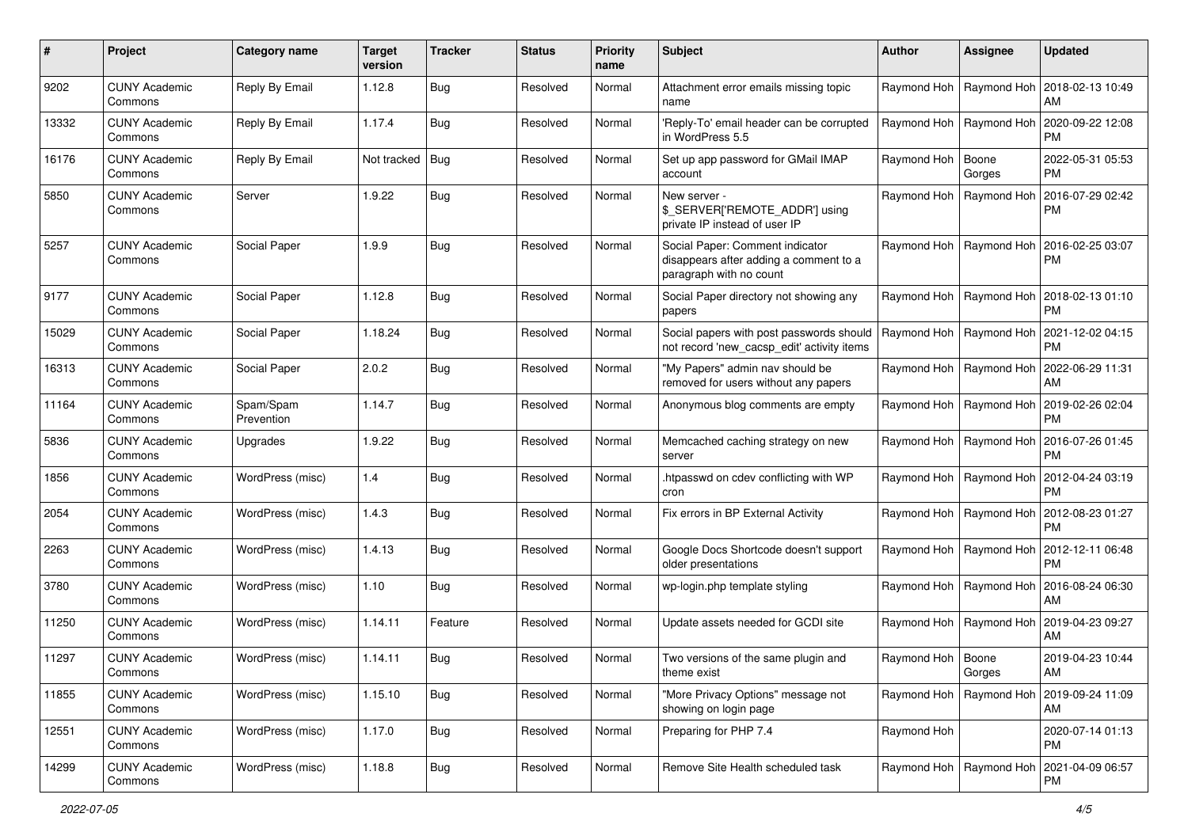| # | Project | Category name | Target version | Tracker | Status | Priority name | Subject | Author | Assignee | Updated |
|---|---|---|---|---|---|---|---|---|---|---|
| 9202 | CUNY Academic Commons | Reply By Email | 1.12.8 | Bug | Resolved | Normal | Attachment error emails missing topic name | Raymond Hoh | Raymond Hoh | 2018-02-13 10:49 AM |
| 13332 | CUNY Academic Commons | Reply By Email | 1.17.4 | Bug | Resolved | Normal | 'Reply-To' email header can be corrupted in WordPress 5.5 | Raymond Hoh | Raymond Hoh | 2020-09-22 12:08 PM |
| 16176 | CUNY Academic Commons | Reply By Email | Not tracked | Bug | Resolved | Normal | Set up app password for GMail IMAP account | Raymond Hoh | Boone Gorges | 2022-05-31 05:53 PM |
| 5850 | CUNY Academic Commons | Server | 1.9.22 | Bug | Resolved | Normal | New server - $_SERVER['REMOTE_ADDR'] using private IP instead of user IP | Raymond Hoh | Raymond Hoh | 2016-07-29 02:42 PM |
| 5257 | CUNY Academic Commons | Social Paper | 1.9.9 | Bug | Resolved | Normal | Social Paper: Comment indicator disappears after adding a comment to a paragraph with no count | Raymond Hoh | Raymond Hoh | 2016-02-25 03:07 PM |
| 9177 | CUNY Academic Commons | Social Paper | 1.12.8 | Bug | Resolved | Normal | Social Paper directory not showing any papers | Raymond Hoh | Raymond Hoh | 2018-02-13 01:10 PM |
| 15029 | CUNY Academic Commons | Social Paper | 1.18.24 | Bug | Resolved | Normal | Social papers with post passwords should not record 'new_cacsp_edit' activity items | Raymond Hoh | Raymond Hoh | 2021-12-02 04:15 PM |
| 16313 | CUNY Academic Commons | Social Paper | 2.0.2 | Bug | Resolved | Normal | "My Papers" admin nav should be removed for users without any papers | Raymond Hoh | Raymond Hoh | 2022-06-29 11:31 AM |
| 11164 | CUNY Academic Commons | Spam/Spam Prevention | 1.14.7 | Bug | Resolved | Normal | Anonymous blog comments are empty | Raymond Hoh | Raymond Hoh | 2019-02-26 02:04 PM |
| 5836 | CUNY Academic Commons | Upgrades | 1.9.22 | Bug | Resolved | Normal | Memcached caching strategy on new server | Raymond Hoh | Raymond Hoh | 2016-07-26 01:45 PM |
| 1856 | CUNY Academic Commons | WordPress (misc) | 1.4 | Bug | Resolved | Normal | .htpasswd on cdev conflicting with WP cron | Raymond Hoh | Raymond Hoh | 2012-04-24 03:19 PM |
| 2054 | CUNY Academic Commons | WordPress (misc) | 1.4.3 | Bug | Resolved | Normal | Fix errors in BP External Activity | Raymond Hoh | Raymond Hoh | 2012-08-23 01:27 PM |
| 2263 | CUNY Academic Commons | WordPress (misc) | 1.4.13 | Bug | Resolved | Normal | Google Docs Shortcode doesn't support older presentations | Raymond Hoh | Raymond Hoh | 2012-12-11 06:48 PM |
| 3780 | CUNY Academic Commons | WordPress (misc) | 1.10 | Bug | Resolved | Normal | wp-login.php template styling | Raymond Hoh | Raymond Hoh | 2016-08-24 06:30 AM |
| 11250 | CUNY Academic Commons | WordPress (misc) | 1.14.11 | Feature | Resolved | Normal | Update assets needed for GCDI site | Raymond Hoh | Raymond Hoh | 2019-04-23 09:27 AM |
| 11297 | CUNY Academic Commons | WordPress (misc) | 1.14.11 | Bug | Resolved | Normal | Two versions of the same plugin and theme exist | Raymond Hoh | Boone Gorges | 2019-04-23 10:44 AM |
| 11855 | CUNY Academic Commons | WordPress (misc) | 1.15.10 | Bug | Resolved | Normal | "More Privacy Options" message not showing on login page | Raymond Hoh | Raymond Hoh | 2019-09-24 11:09 AM |
| 12551 | CUNY Academic Commons | WordPress (misc) | 1.17.0 | Bug | Resolved | Normal | Preparing for PHP 7.4 | Raymond Hoh | | 2020-07-14 01:13 PM |
| 14299 | CUNY Academic Commons | WordPress (misc) | 1.18.8 | Bug | Resolved | Normal | Remove Site Health scheduled task | Raymond Hoh | Raymond Hoh | 2021-04-09 06:57 PM |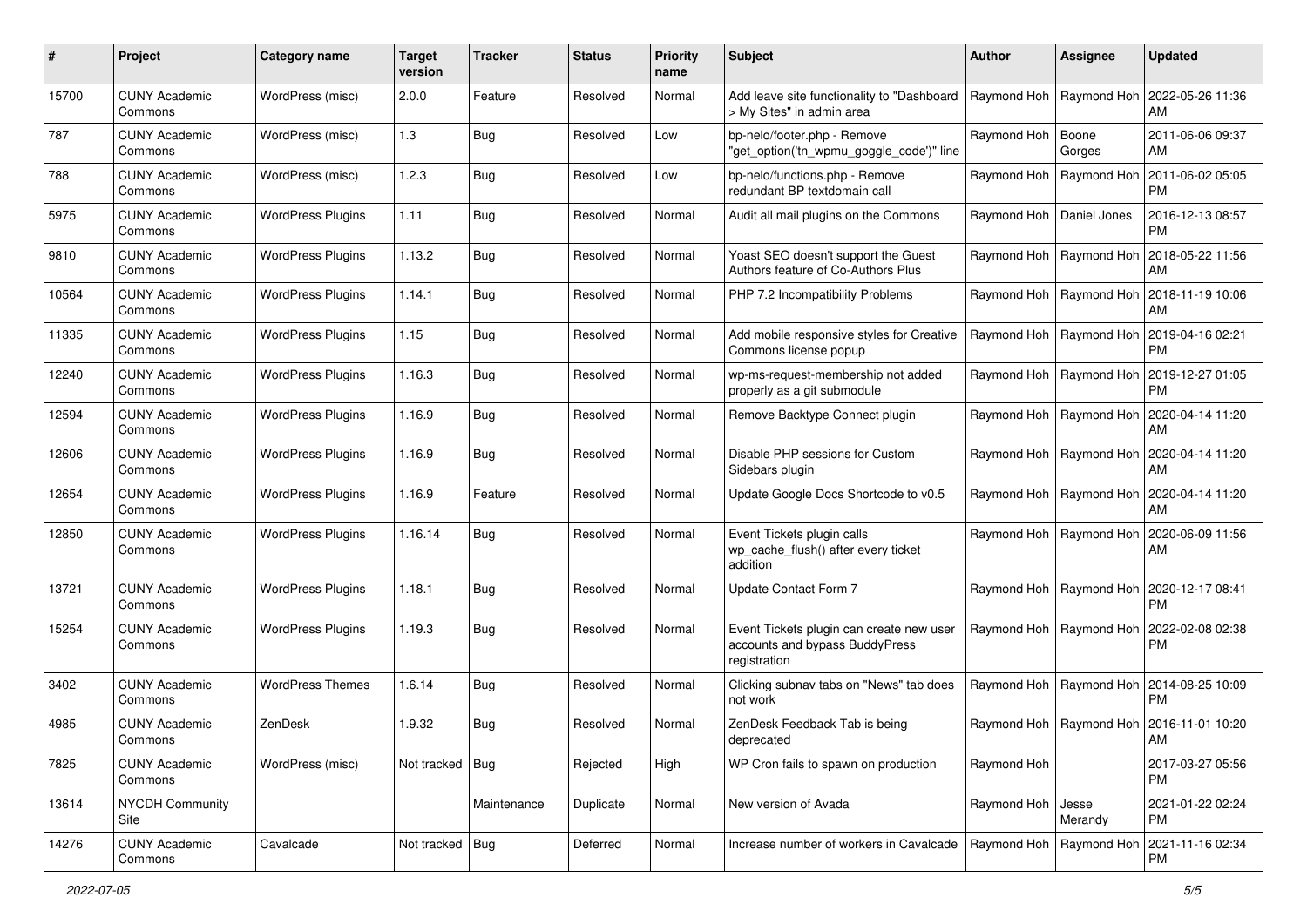| # | Project | Category name | Target version | Tracker | Status | Priority name | Subject | Author | Assignee | Updated |
|---|---|---|---|---|---|---|---|---|---|---|
| 15700 | CUNY Academic Commons | WordPress (misc) | 2.0.0 | Feature | Resolved | Normal | Add leave site functionality to "Dashboard > My Sites" in admin area | Raymond Hoh | Raymond Hoh | 2022-05-26 11:36 AM |
| 787 | CUNY Academic Commons | WordPress (misc) | 1.3 | Bug | Resolved | Low | bp-nelo/footer.php - Remove "get_option('tn_wpmu_goggle_code')" line | Raymond Hoh | Boone Gorges | 2011-06-06 09:37 AM |
| 788 | CUNY Academic Commons | WordPress (misc) | 1.2.3 | Bug | Resolved | Low | bp-nelo/functions.php - Remove redundant BP textdomain call | Raymond Hoh | Raymond Hoh | 2011-06-02 05:05 PM |
| 5975 | CUNY Academic Commons | WordPress Plugins | 1.11 | Bug | Resolved | Normal | Audit all mail plugins on the Commons | Raymond Hoh | Daniel Jones | 2016-12-13 08:57 PM |
| 9810 | CUNY Academic Commons | WordPress Plugins | 1.13.2 | Bug | Resolved | Normal | Yoast SEO doesn't support the Guest Authors feature of Co-Authors Plus | Raymond Hoh | Raymond Hoh | 2018-05-22 11:56 AM |
| 10564 | CUNY Academic Commons | WordPress Plugins | 1.14.1 | Bug | Resolved | Normal | PHP 7.2 Incompatibility Problems | Raymond Hoh | Raymond Hoh | 2018-11-19 10:06 AM |
| 11335 | CUNY Academic Commons | WordPress Plugins | 1.15 | Bug | Resolved | Normal | Add mobile responsive styles for Creative Commons license popup | Raymond Hoh | Raymond Hoh | 2019-04-16 02:21 PM |
| 12240 | CUNY Academic Commons | WordPress Plugins | 1.16.3 | Bug | Resolved | Normal | wp-ms-request-membership not added properly as a git submodule | Raymond Hoh | Raymond Hoh | 2019-12-27 01:05 PM |
| 12594 | CUNY Academic Commons | WordPress Plugins | 1.16.9 | Bug | Resolved | Normal | Remove Backtype Connect plugin | Raymond Hoh | Raymond Hoh | 2020-04-14 11:20 AM |
| 12606 | CUNY Academic Commons | WordPress Plugins | 1.16.9 | Bug | Resolved | Normal | Disable PHP sessions for Custom Sidebars plugin | Raymond Hoh | Raymond Hoh | 2020-04-14 11:20 AM |
| 12654 | CUNY Academic Commons | WordPress Plugins | 1.16.9 | Feature | Resolved | Normal | Update Google Docs Shortcode to v0.5 | Raymond Hoh | Raymond Hoh | 2020-04-14 11:20 AM |
| 12850 | CUNY Academic Commons | WordPress Plugins | 1.16.14 | Bug | Resolved | Normal | Event Tickets plugin calls wp_cache_flush() after every ticket addition | Raymond Hoh | Raymond Hoh | 2020-06-09 11:56 AM |
| 13721 | CUNY Academic Commons | WordPress Plugins | 1.18.1 | Bug | Resolved | Normal | Update Contact Form 7 | Raymond Hoh | Raymond Hoh | 2020-12-17 08:41 PM |
| 15254 | CUNY Academic Commons | WordPress Plugins | 1.19.3 | Bug | Resolved | Normal | Event Tickets plugin can create new user accounts and bypass BuddyPress registration | Raymond Hoh | Raymond Hoh | 2022-02-08 02:38 PM |
| 3402 | CUNY Academic Commons | WordPress Themes | 1.6.14 | Bug | Resolved | Normal | Clicking subnav tabs on "News" tab does not work | Raymond Hoh | Raymond Hoh | 2014-08-25 10:09 PM |
| 4985 | CUNY Academic Commons | ZenDesk | 1.9.32 | Bug | Resolved | Normal | ZenDesk Feedback Tab is being deprecated | Raymond Hoh | Raymond Hoh | 2016-11-01 10:20 AM |
| 7825 | CUNY Academic Commons | WordPress (misc) | Not tracked | Bug | Rejected | High | WP Cron fails to spawn on production | Raymond Hoh | | 2017-03-27 05:56 PM |
| 13614 | NYCDH Community Site | | | Maintenance | Duplicate | Normal | New version of Avada | Raymond Hoh | Jesse Merandy | 2021-01-22 02:24 PM |
| 14276 | CUNY Academic Commons | Cavalcade | Not tracked | Bug | Deferred | Normal | Increase number of workers in Cavalcade | Raymond Hoh | Raymond Hoh | 2021-11-16 02:34 PM |